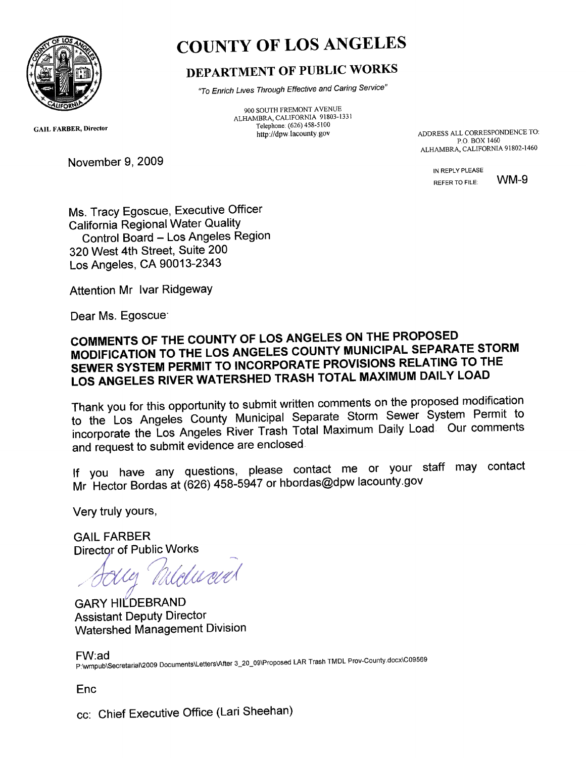# COUNTY OF LOS ANGELES

## DEPARTMENT OF PUBLIC WORKS

*"To Enrich Lives Through Effective and Caring Service"*

900 SOUTH FREMONT AVENUE
ALHAMBRA, CALIFORNIA 91803-1331
Telephone: (626) 458-5100
http://dpw.lacounty.gov

GAIL FARBER, Director

ADDRESS ALL CORRESPONDENCE TO:
P.O. BOX 1460
ALHAMBRA, CALIFORNIA 91802-1460

November 9, 2009

IN REPLY PLEASE
REFER TO FILE: WM-9

Ms. Tracy Egoscue, Executive Officer
California Regional Water Quality
Control Board – Los Angeles Region
320 West 4th Street, Suite 200
Los Angeles, CA 90013-2343

Attention Mr Ivar Ridgeway

Dear Ms. Egoscue:

**COMMENTS OF THE COUNTY OF LOS ANGELES ON THE PROPOSED MODIFICATION TO THE LOS ANGELES COUNTY MUNICIPAL SEPARATE STORM SEWER SYSTEM PERMIT TO INCORPORATE PROVISIONS RELATING TO THE LOS ANGELES RIVER WATERSHED TRASH TOTAL MAXIMUM DAILY LOAD**

Thank you for this opportunity to submit written comments on the proposed modification to the Los Angeles County Municipal Separate Storm Sewer System Permit to incorporate the Los Angeles River Trash Total Maximum Daily Load. Our comments and request to submit evidence are enclosed.

If you have any questions, please contact me or your staff may contact Mr Hector Bordas at (626) 458-5947 or hbordas@dpw lacounty.gov

Very truly yours,

GAIL FARBER
Director of Public Works

GARY HILDEBRAND
Assistant Deputy Director
Watershed Management Division

FW:ad
P:\wmpub\Secretarial\2009 Documents\Letters\After 3_20_09\Proposed LAR Trash TMDL Prov-County.docx\C09569

Enc

cc: Chief Executive Office (Lari Sheehan)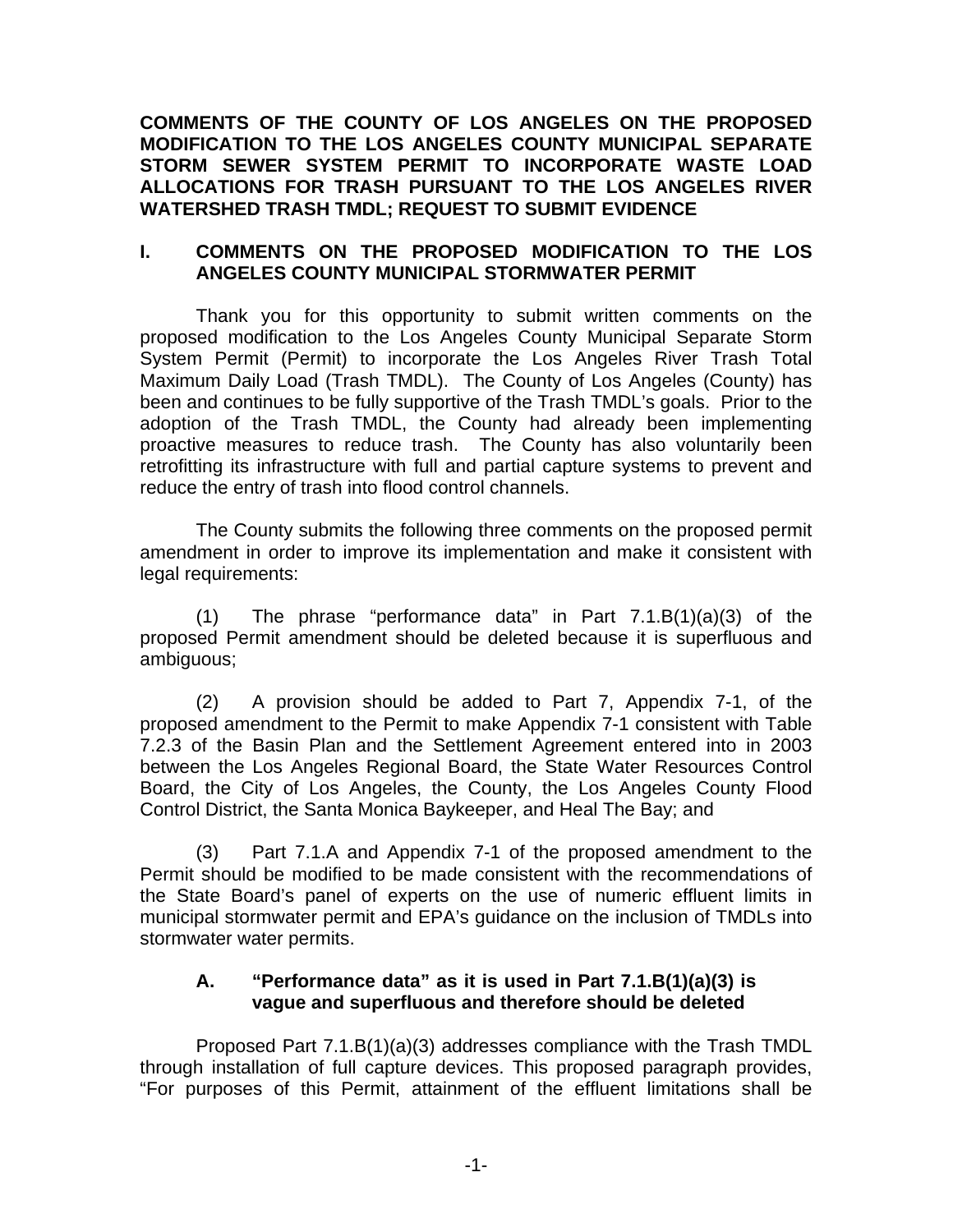**COMMENTS OF THE COUNTY OF LOS ANGELES ON THE PROPOSED MODIFICATION TO THE LOS ANGELES COUNTY MUNICIPAL SEPARATE STORM SEWER SYSTEM PERMIT TO INCORPORATE WASTE LOAD ALLOCATIONS FOR TRASH PURSUANT TO THE LOS ANGELES RIVER WATERSHED TRASH TMDL; REQUEST TO SUBMIT EVIDENCE**

## I. COMMENTS ON THE PROPOSED MODIFICATION TO THE LOS ANGELES COUNTY MUNICIPAL STORMWATER PERMIT

Thank you for this opportunity to submit written comments on the proposed modification to the Los Angeles County Municipal Separate Storm System Permit (Permit) to incorporate the Los Angeles River Trash Total Maximum Daily Load (Trash TMDL). The County of Los Angeles (County) has been and continues to be fully supportive of the Trash TMDL's goals. Prior to the adoption of the Trash TMDL, the County had already been implementing proactive measures to reduce trash. The County has also voluntarily been retrofitting its infrastructure with full and partial capture systems to prevent and reduce the entry of trash into flood control channels.

The County submits the following three comments on the proposed permit amendment in order to improve its implementation and make it consistent with legal requirements:

(1) The phrase "performance data" in Part 7.1.B(1)(a)(3) of the proposed Permit amendment should be deleted because it is superfluous and ambiguous;

(2) A provision should be added to Part 7, Appendix 7-1, of the proposed amendment to the Permit to make Appendix 7-1 consistent with Table 7.2.3 of the Basin Plan and the Settlement Agreement entered into in 2003 between the Los Angeles Regional Board, the State Water Resources Control Board, the City of Los Angeles, the County, the Los Angeles County Flood Control District, the Santa Monica Baykeeper, and Heal The Bay; and

(3) Part 7.1.A and Appendix 7-1 of the proposed amendment to the Permit should be modified to be made consistent with the recommendations of the State Board's panel of experts on the use of numeric effluent limits in municipal stormwater permit and EPA's guidance on the inclusion of TMDLs into stormwater water permits.

### A. "Performance data" as it is used in Part 7.1.B(1)(a)(3) is vague and superfluous and therefore should be deleted

Proposed Part 7.1.B(1)(a)(3) addresses compliance with the Trash TMDL through installation of full capture devices. This proposed paragraph provides, "For purposes of this Permit, attainment of the effluent limitations shall be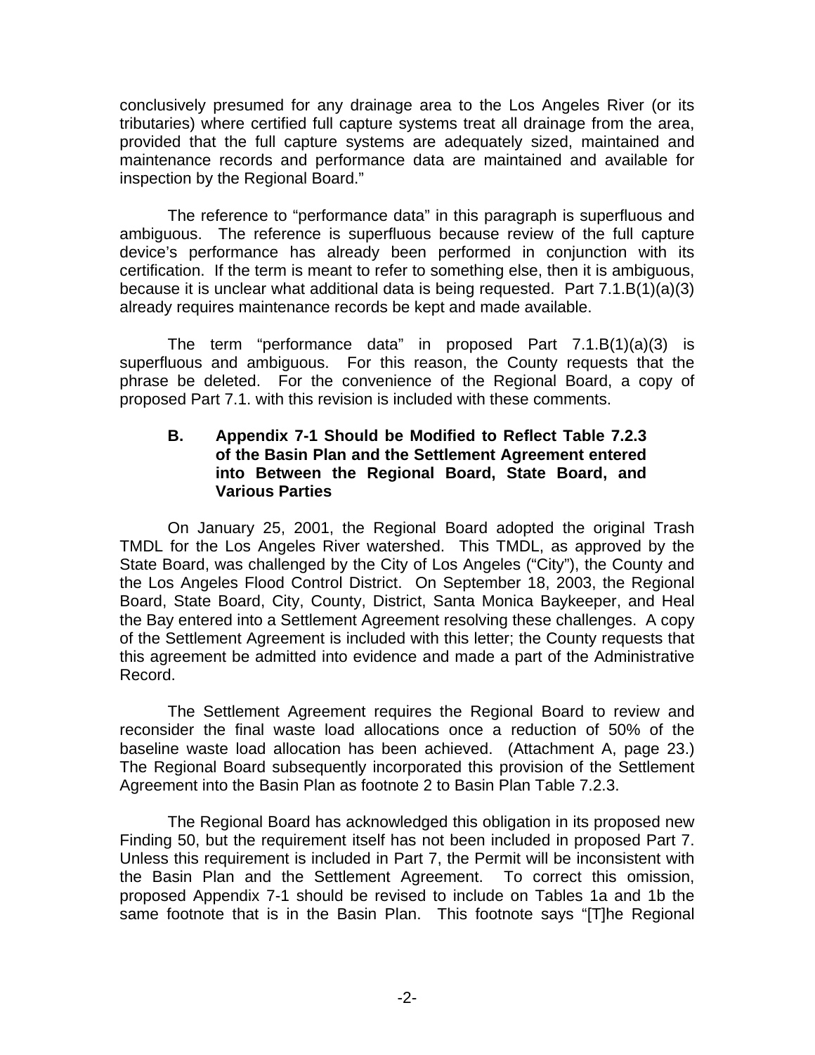conclusively presumed for any drainage area to the Los Angeles River (or its tributaries) where certified full capture systems treat all drainage from the area, provided that the full capture systems are adequately sized, maintained and maintenance records and performance data are maintained and available for inspection by the Regional Board."

The reference to "performance data" in this paragraph is superfluous and ambiguous. The reference is superfluous because review of the full capture device's performance has already been performed in conjunction with its certification. If the term is meant to refer to something else, then it is ambiguous, because it is unclear what additional data is being requested. Part 7.1.B(1)(a)(3) already requires maintenance records be kept and made available.

The term "performance data" in proposed Part 7.1.B(1)(a)(3) is superfluous and ambiguous. For this reason, the County requests that the phrase be deleted. For the convenience of the Regional Board, a copy of proposed Part 7.1. with this revision is included with these comments.

### B. Appendix 7-1 Should be Modified to Reflect Table 7.2.3 of the Basin Plan and the Settlement Agreement entered into Between the Regional Board, State Board, and Various Parties

On January 25, 2001, the Regional Board adopted the original Trash TMDL for the Los Angeles River watershed. This TMDL, as approved by the State Board, was challenged by the City of Los Angeles ("City"), the County and the Los Angeles Flood Control District. On September 18, 2003, the Regional Board, State Board, City, County, District, Santa Monica Baykeeper, and Heal the Bay entered into a Settlement Agreement resolving these challenges. A copy of the Settlement Agreement is included with this letter; the County requests that this agreement be admitted into evidence and made a part of the Administrative Record.

The Settlement Agreement requires the Regional Board to review and reconsider the final waste load allocations once a reduction of 50% of the baseline waste load allocation has been achieved. (Attachment A, page 23.) The Regional Board subsequently incorporated this provision of the Settlement Agreement into the Basin Plan as footnote 2 to Basin Plan Table 7.2.3.

The Regional Board has acknowledged this obligation in its proposed new Finding 50, but the requirement itself has not been included in proposed Part 7. Unless this requirement is included in Part 7, the Permit will be inconsistent with the Basin Plan and the Settlement Agreement. To correct this omission, proposed Appendix 7-1 should be revised to include on Tables 1a and 1b the same footnote that is in the Basin Plan. This footnote says "[T]he Regional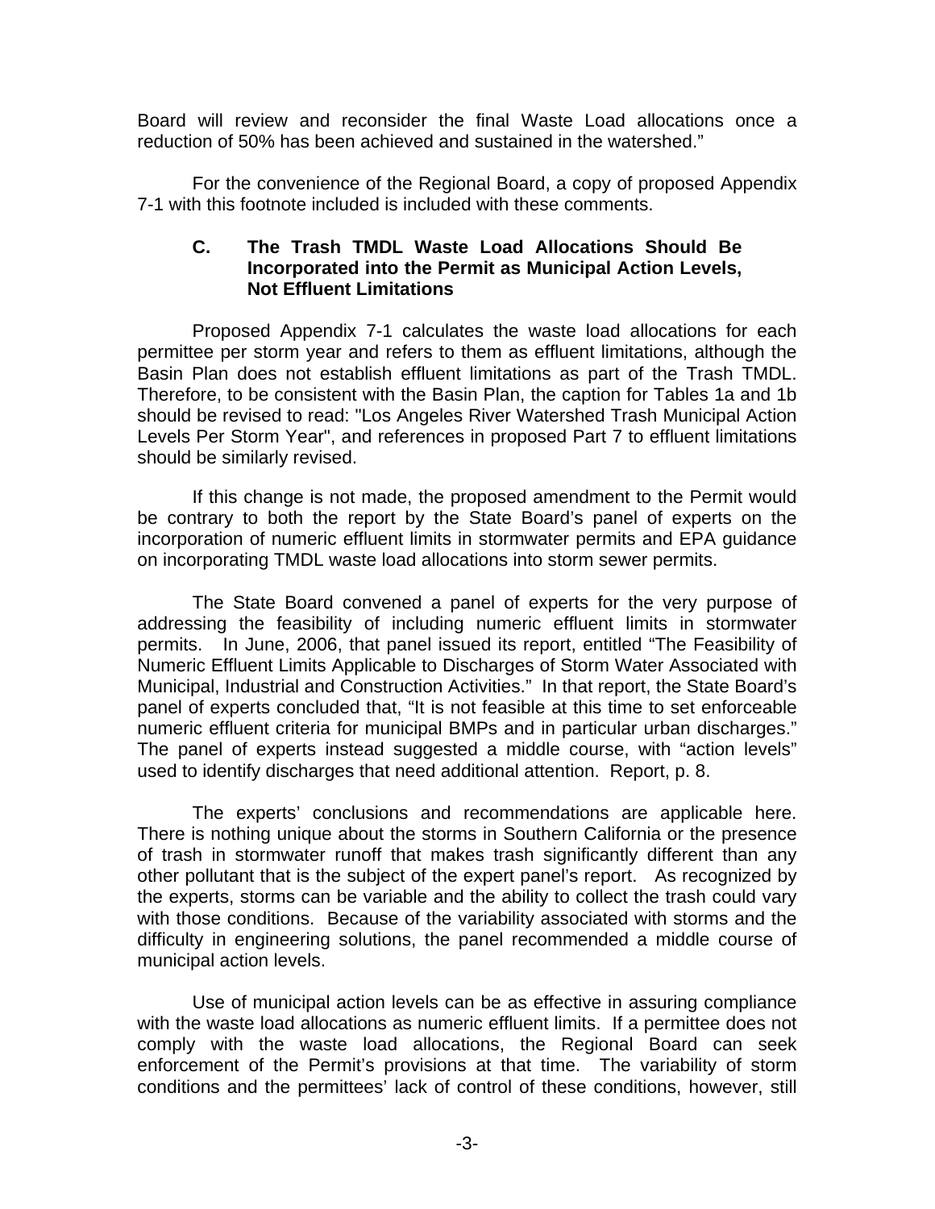Board will review and reconsider the final Waste Load allocations once a reduction of 50% has been achieved and sustained in the watershed."

For the convenience of the Regional Board, a copy of proposed Appendix 7-1 with this footnote included is included with these comments.

### C. The Trash TMDL Waste Load Allocations Should Be Incorporated into the Permit as Municipal Action Levels, Not Effluent Limitations

Proposed Appendix 7-1 calculates the waste load allocations for each permittee per storm year and refers to them as effluent limitations, although the Basin Plan does not establish effluent limitations as part of the Trash TMDL. Therefore, to be consistent with the Basin Plan, the caption for Tables 1a and 1b should be revised to read: "Los Angeles River Watershed Trash Municipal Action Levels Per Storm Year", and references in proposed Part 7 to effluent limitations should be similarly revised.

If this change is not made, the proposed amendment to the Permit would be contrary to both the report by the State Board's panel of experts on the incorporation of numeric effluent limits in stormwater permits and EPA guidance on incorporating TMDL waste load allocations into storm sewer permits.

The State Board convened a panel of experts for the very purpose of addressing the feasibility of including numeric effluent limits in stormwater permits. In June, 2006, that panel issued its report, entitled "The Feasibility of Numeric Effluent Limits Applicable to Discharges of Storm Water Associated with Municipal, Industrial and Construction Activities." In that report, the State Board's panel of experts concluded that, "It is not feasible at this time to set enforceable numeric effluent criteria for municipal BMPs and in particular urban discharges." The panel of experts instead suggested a middle course, with "action levels" used to identify discharges that need additional attention. Report, p. 8.

The experts' conclusions and recommendations are applicable here. There is nothing unique about the storms in Southern California or the presence of trash in stormwater runoff that makes trash significantly different than any other pollutant that is the subject of the expert panel's report. As recognized by the experts, storms can be variable and the ability to collect the trash could vary with those conditions. Because of the variability associated with storms and the difficulty in engineering solutions, the panel recommended a middle course of municipal action levels.

Use of municipal action levels can be as effective in assuring compliance with the waste load allocations as numeric effluent limits. If a permittee does not comply with the waste load allocations, the Regional Board can seek enforcement of the Permit's provisions at that time. The variability of storm conditions and the permittees' lack of control of these conditions, however, still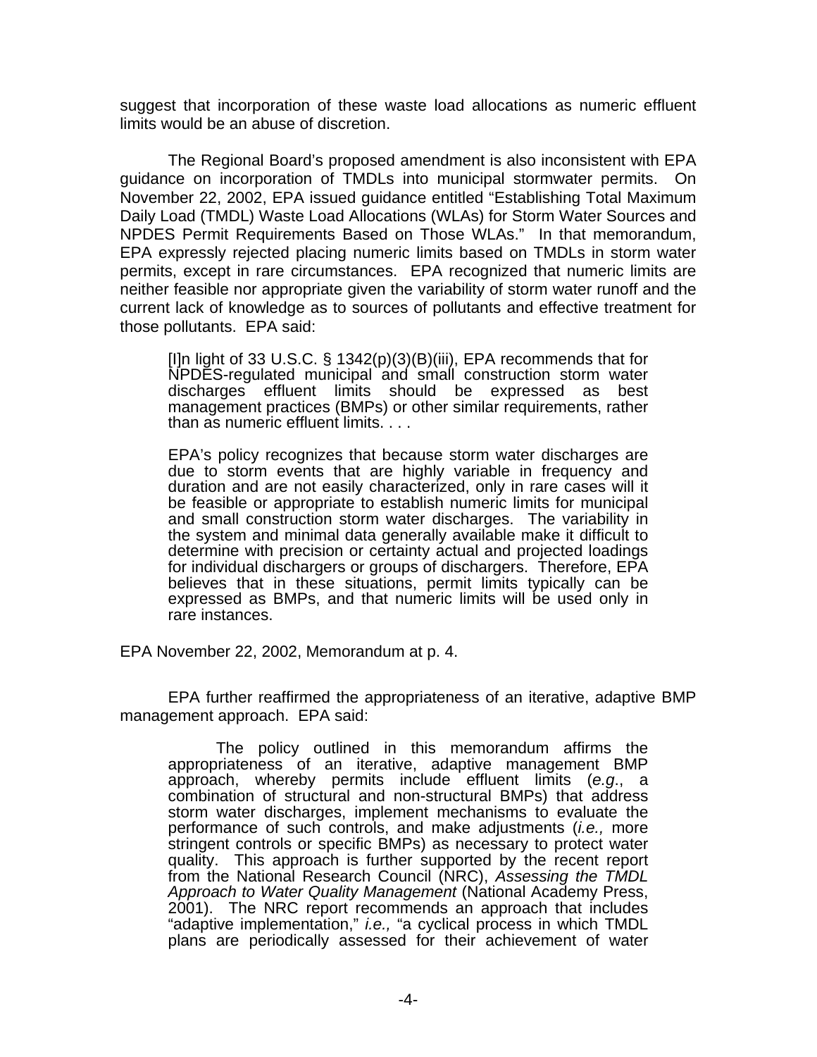suggest that incorporation of these waste load allocations as numeric effluent limits would be an abuse of discretion.

The Regional Board's proposed amendment is also inconsistent with EPA guidance on incorporation of TMDLs into municipal stormwater permits. On November 22, 2002, EPA issued guidance entitled "Establishing Total Maximum Daily Load (TMDL) Waste Load Allocations (WLAs) for Storm Water Sources and NPDES Permit Requirements Based on Those WLAs." In that memorandum, EPA expressly rejected placing numeric limits based on TMDLs in storm water permits, except in rare circumstances. EPA recognized that numeric limits are neither feasible nor appropriate given the variability of storm water runoff and the current lack of knowledge as to sources of pollutants and effective treatment for those pollutants. EPA said:

> [I]n light of 33 U.S.C. § 1342(p)(3)(B)(iii), EPA recommends that for NPDES-regulated municipal and small construction storm water discharges effluent limits should be expressed as best management practices (BMPs) or other similar requirements, rather than as numeric effluent limits. . . .
>
> EPA's policy recognizes that because storm water discharges are due to storm events that are highly variable in frequency and duration and are not easily characterized, only in rare cases will it be feasible or appropriate to establish numeric limits for municipal and small construction storm water discharges. The variability in the system and minimal data generally available make it difficult to determine with precision or certainty actual and projected loadings for individual dischargers or groups of dischargers. Therefore, EPA believes that in these situations, permit limits typically can be expressed as BMPs, and that numeric limits will be used only in rare instances.

EPA November 22, 2002, Memorandum at p. 4.

EPA further reaffirmed the appropriateness of an iterative, adaptive BMP management approach. EPA said:

> The policy outlined in this memorandum affirms the appropriateness of an iterative, adaptive management BMP approach, whereby permits include effluent limits (*e.g.*, a combination of structural and non-structural BMPs) that address storm water discharges, implement mechanisms to evaluate the performance of such controls, and make adjustments (*i.e.,* more stringent controls or specific BMPs) as necessary to protect water quality. This approach is further supported by the recent report from the National Research Council (NRC), *Assessing the TMDL Approach to Water Quality Management* (National Academy Press, 2001). The NRC report recommends an approach that includes "adaptive implementation," *i.e.,* "a cyclical process in which TMDL plans are periodically assessed for their achievement of water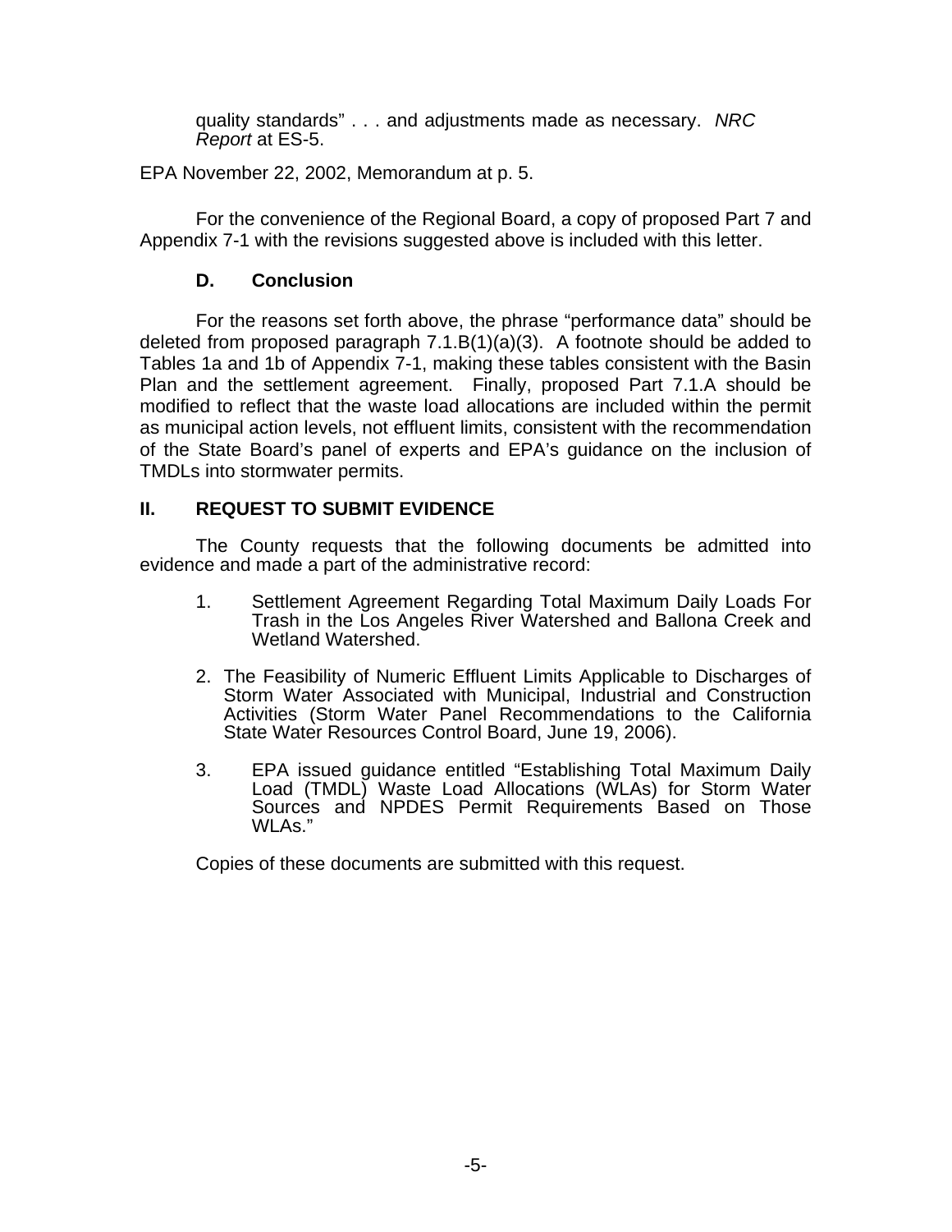quality standards" . . . and adjustments made as necessary. *NRC Report* at ES-5.

EPA November 22, 2002, Memorandum at p. 5.

For the convenience of the Regional Board, a copy of proposed Part 7 and Appendix 7-1 with the revisions suggested above is included with this letter.

### D. Conclusion

For the reasons set forth above, the phrase "performance data" should be deleted from proposed paragraph 7.1.B(1)(a)(3). A footnote should be added to Tables 1a and 1b of Appendix 7-1, making these tables consistent with the Basin Plan and the settlement agreement. Finally, proposed Part 7.1.A should be modified to reflect that the waste load allocations are included within the permit as municipal action levels, not effluent limits, consistent with the recommendation of the State Board's panel of experts and EPA's guidance on the inclusion of TMDLs into stormwater permits.

## II. REQUEST TO SUBMIT EVIDENCE

The County requests that the following documents be admitted into evidence and made a part of the administrative record:

1. Settlement Agreement Regarding Total Maximum Daily Loads For Trash in the Los Angeles River Watershed and Ballona Creek and Wetland Watershed.
2. The Feasibility of Numeric Effluent Limits Applicable to Discharges of Storm Water Associated with Municipal, Industrial and Construction Activities (Storm Water Panel Recommendations to the California State Water Resources Control Board, June 19, 2006).
3. EPA issued guidance entitled "Establishing Total Maximum Daily Load (TMDL) Waste Load Allocations (WLAs) for Storm Water Sources and NPDES Permit Requirements Based on Those WLAs."

Copies of these documents are submitted with this request.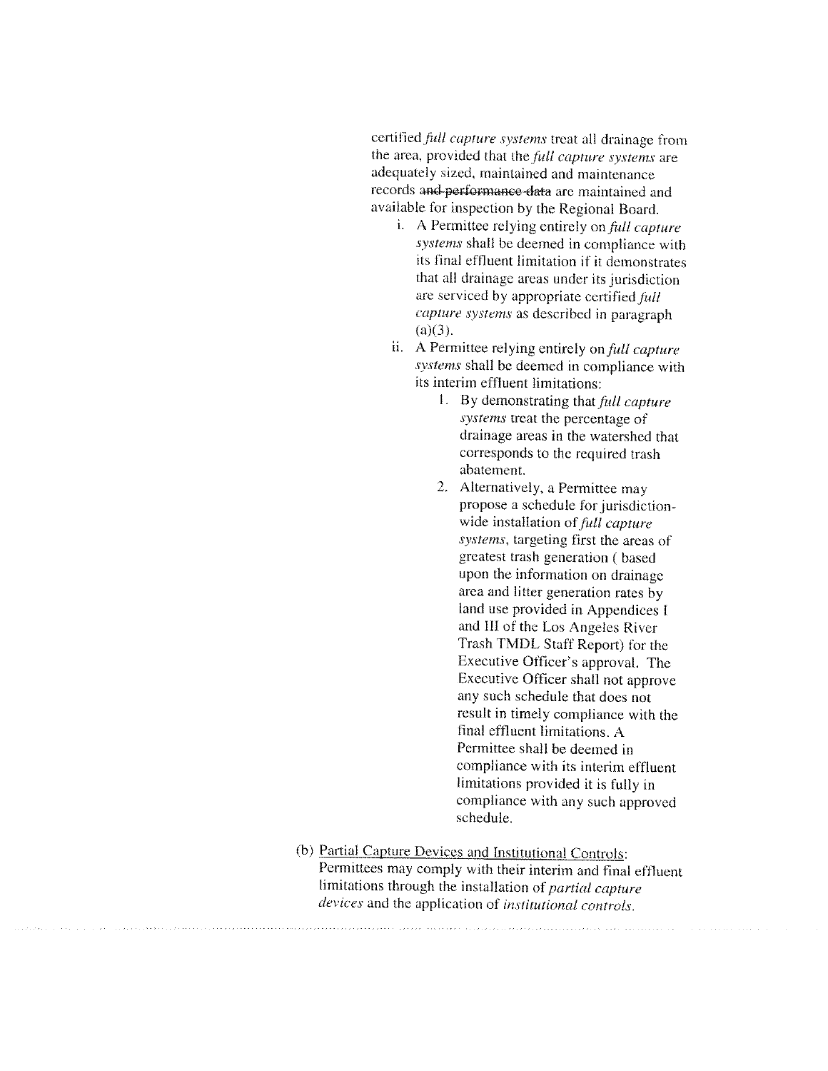certified *full capture systems* treat all drainage from the area, provided that the *full capture systems* are adequately sized, maintained and maintenance records ~~and performance data~~ are maintained and available for inspection by the Regional Board.

i. A Permittee relying entirely on *full capture systems* shall be deemed in compliance with its final effluent limitation if it demonstrates that all drainage areas under its jurisdiction are serviced by appropriate certified *full capture systems* as described in paragraph (a)(3).

ii. A Permittee relying entirely on *full capture systems* shall be deemed in compliance with its interim effluent limitations:

1. By demonstrating that *full capture systems* treat the percentage of drainage areas in the watershed that corresponds to the required trash abatement.
2. Alternatively, a Permittee may propose a schedule for jurisdiction-wide installation of *full capture systems*, targeting first the areas of greatest trash generation ( based upon the information on drainage area and litter generation rates by land use provided in Appendices I and III of the Los Angeles River Trash TMDL Staff Report) for the Executive Officer's approval. The Executive Officer shall not approve any such schedule that does not result in timely compliance with the final effluent limitations. A Permittee shall be deemed in compliance with its interim effluent limitations provided it is fully in compliance with any such approved schedule.

(b) Partial Capture Devices and Institutional Controls: Permittees may comply with their interim and final effluent limitations through the installation of *partial capture devices* and the application of *institutional controls*.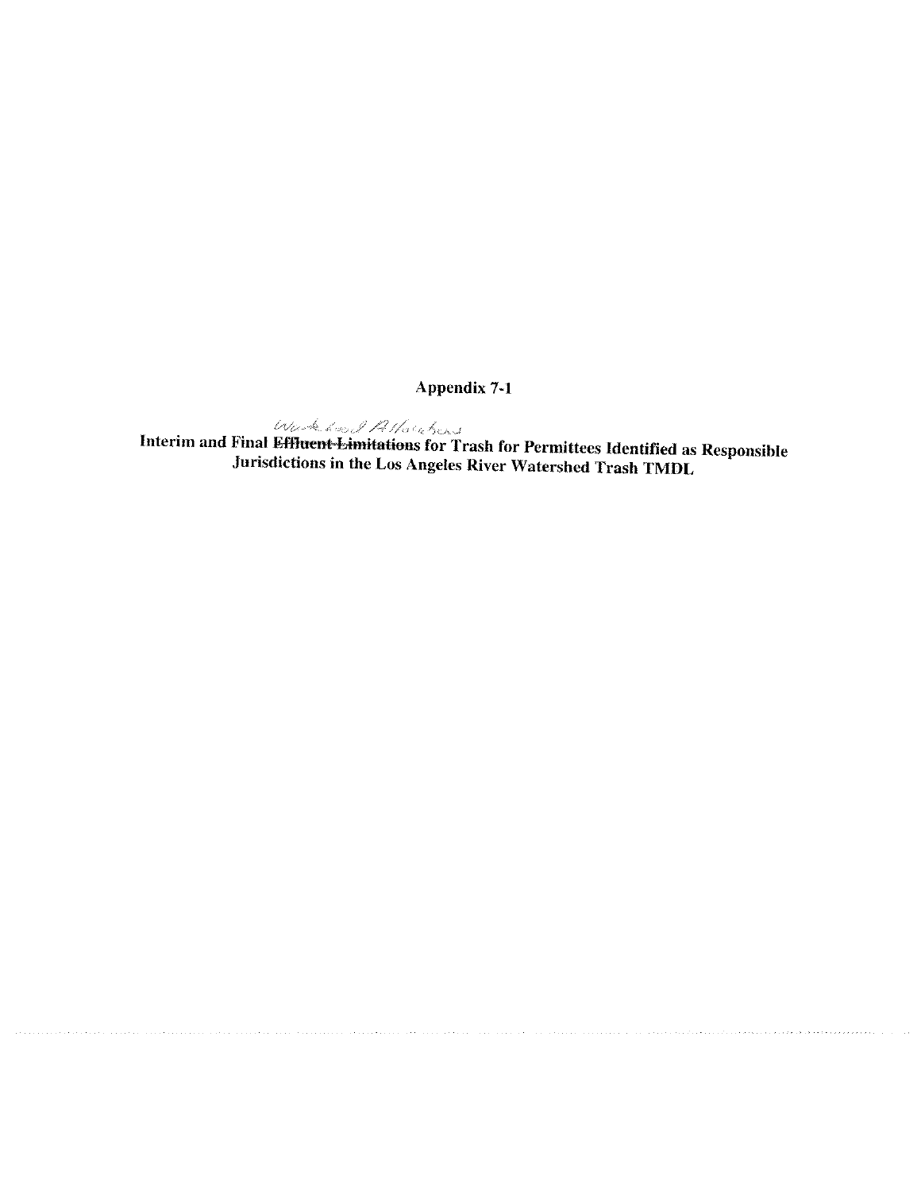# Appendix 7-1

## Interim and Final ~~Effluent Limitations~~ Wasteload Allocations for Trash for Permittees Identified as Responsible Jurisdictions in the Los Angeles River Watershed Trash TMDL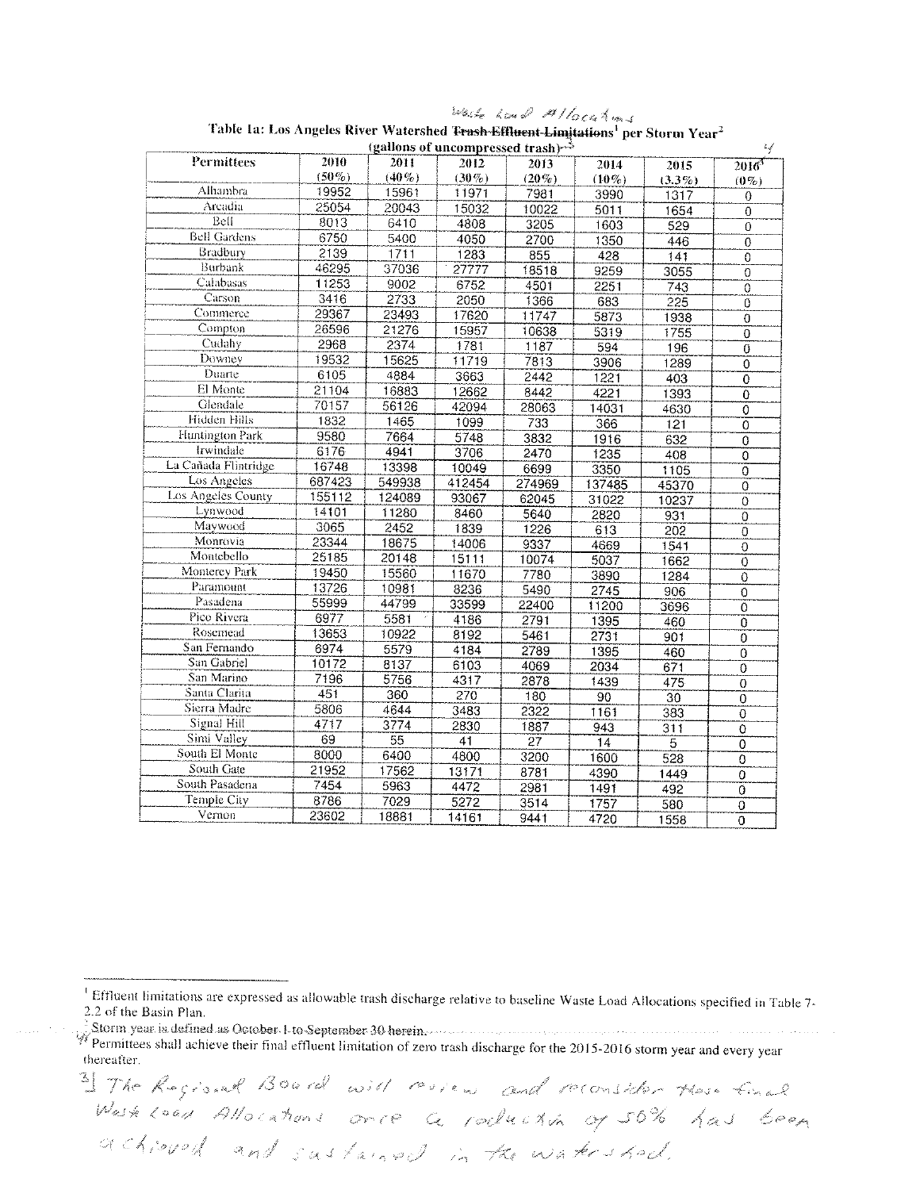Table 1a: Los Angeles River Watershed ~~Trash Effluent Limitations~~ Waste Load Allocations[1] per Storm Year[2]
(gallons of uncompressed trash)[3]

| Permittees | 2010 (50%) | 2011 (40%) | 2012 (30%) | 2013 (20%) | 2014 (10%) | 2015 (3.3%) | 2016[4] (0%) |
|---|---|---|---|---|---|---|---|
| Alhambra | 19952 | 15961 | 11971 | 7981 | 3990 | 1317 | 0 |
| Arcadia | 25054 | 20043 | 15032 | 10022 | 5011 | 1654 | 0 |
| Bell | 8013 | 6410 | 4808 | 3205 | 1603 | 529 | 0 |
| Bell Gardens | 6750 | 5400 | 4050 | 2700 | 1350 | 446 | 0 |
| Bradbury | 2139 | 1711 | 1283 | 855 | 428 | 141 | 0 |
| Burbank | 46295 | 37036 | 27777 | 18518 | 9259 | 3055 | 0 |
| Calabasas | 11253 | 9002 | 6752 | 4501 | 2251 | 743 | 0 |
| Carson | 3416 | 2733 | 2050 | 1366 | 683 | 225 | 0 |
| Commerce | 29367 | 23493 | 17620 | 11747 | 5873 | 1938 | 0 |
| Compton | 26596 | 21276 | 15957 | 10638 | 5319 | 1755 | 0 |
| Cudahy | 2968 | 2374 | 1781 | 1187 | 594 | 196 | 0 |
| Downey | 19532 | 15625 | 11719 | 7813 | 3906 | 1289 | 0 |
| Duarte | 6105 | 4884 | 3663 | 2442 | 1221 | 403 | 0 |
| El Monte | 21104 | 16883 | 12662 | 8442 | 4221 | 1393 | 0 |
| Glendale | 70157 | 56126 | 42094 | 28063 | 14031 | 4630 | 0 |
| Hidden Hills | 1832 | 1465 | 1099 | 733 | 366 | 121 | 0 |
| Huntington Park | 9580 | 7664 | 5748 | 3832 | 1916 | 632 | 0 |
| Irwindale | 6176 | 4941 | 3706 | 2470 | 1235 | 408 | 0 |
| La Cañada Flintridge | 16748 | 13398 | 10049 | 6699 | 3350 | 1105 | 0 |
| Los Angeles | 687423 | 549938 | 412454 | 274969 | 137485 | 45370 | 0 |
| Los Angeles County | 155112 | 124089 | 93067 | 62045 | 31022 | 10237 | 0 |
| Lynwood | 14101 | 11280 | 8460 | 5640 | 2820 | 931 | 0 |
| Maywood | 3065 | 2452 | 1839 | 1226 | 613 | 202 | 0 |
| Monrovia | 23344 | 18675 | 14006 | 9337 | 4669 | 1541 | 0 |
| Montebello | 25185 | 20148 | 15111 | 10074 | 5037 | 1662 | 0 |
| Monterey Park | 19450 | 15560 | 11670 | 7780 | 3890 | 1284 | 0 |
| Paramount | 13726 | 10981 | 8236 | 5490 | 2745 | 906 | 0 |
| Pasadena | 55999 | 44799 | 33599 | 22400 | 11200 | 3696 | 0 |
| Pico Rivera | 6977 | 5581 | 4186 | 2791 | 1395 | 460 | 0 |
| Rosemead | 13653 | 10922 | 8192 | 5461 | 2731 | 901 | 0 |
| San Fernando | 6974 | 5579 | 4184 | 2789 | 1395 | 460 | 0 |
| San Gabriel | 10172 | 8137 | 6103 | 4069 | 2034 | 671 | 0 |
| San Marino | 7196 | 5756 | 4317 | 2878 | 1439 | 475 | 0 |
| Santa Clarita | 451 | 360 | 270 | 180 | 90 | 30 | 0 |
| Sierra Madre | 5806 | 4644 | 3483 | 2322 | 1161 | 383 | 0 |
| Signal Hill | 4717 | 3774 | 2830 | 1887 | 943 | 311 | 0 |
| Simi Valley | 69 | 55 | 41 | 27 | 14 | 5 | 0 |
| South El Monte | 8000 | 6400 | 4800 | 3200 | 1600 | 528 | 0 |
| South Gate | 21952 | 17562 | 13171 | 8781 | 4390 | 1449 | 0 |
| South Pasadena | 7454 | 5963 | 4472 | 2981 | 1491 | 492 | 0 |
| Temple City | 8786 | 7029 | 5272 | 3514 | 1757 | 580 | 0 |
| Vernon | 23602 | 18881 | 14161 | 9441 | 4720 | 1558 | 0 |

[1] Effluent limitations are expressed as allowable trash discharge relative to baseline Waste Load Allocations specified in Table 7-2.2 of the Basin Plan.

[2] ~~Storm year is defined as October 1 to September 30 herein.~~

[4] Permittees shall achieve their final effluent limitation of zero trash discharge for the 2015-2016 storm year and every year thereafter.

[3] The Regional Board will review and reconsider these final Waste Load Allocations once a reduction of 50% has been achieved and sustained in the watershed.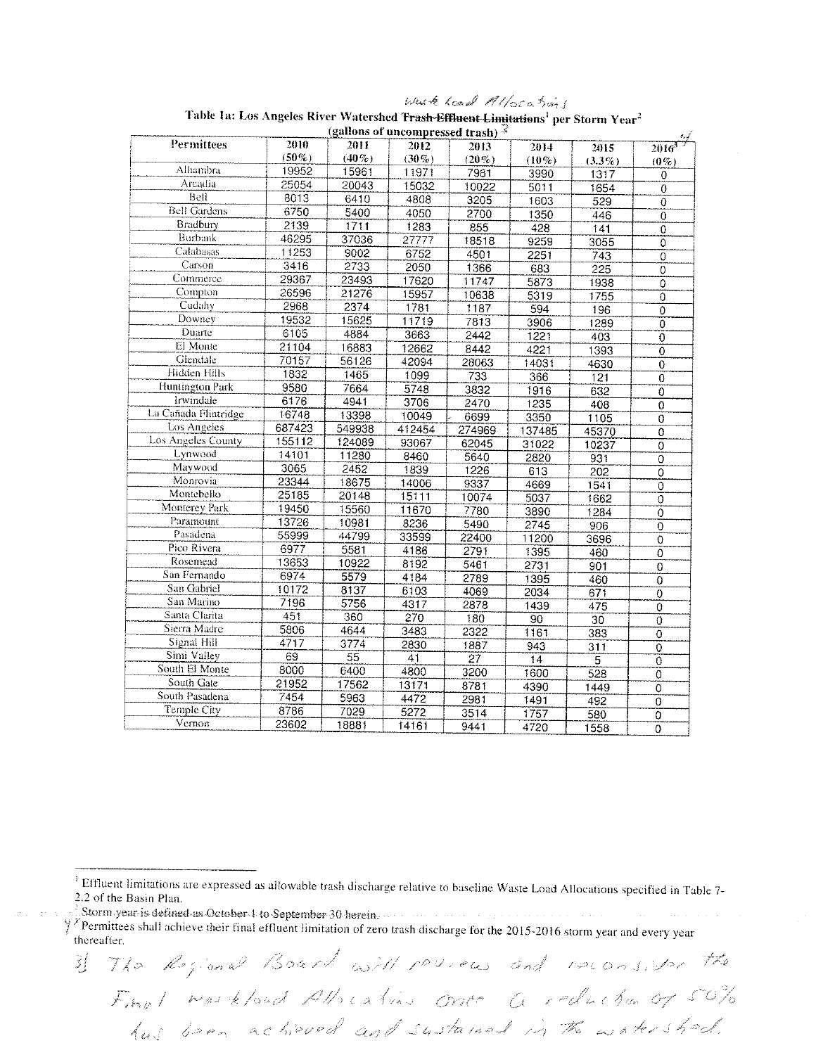Waste Load Allocations

**Table 1a: Los Angeles River Watershed ~~Trash Effluent Limitations~~[1] per Storm Year[2]**

(gallons of uncompressed trash)[3]

| Permittees | 2010 (50%) | 2011 (40%) | 2012 (30%) | 2013 (20%) | 2014 (10%) | 2015 (3.3%) | 2016[4] (0%) |
|---|---|---|---|---|---|---|---|
| Alhambra | 19952 | 15961 | 11971 | 7981 | 3990 | 1317 | 0 |
| Arcadia | 25054 | 20043 | 15032 | 10022 | 5011 | 1654 | 0 |
| Bell | 8013 | 6410 | 4808 | 3205 | 1603 | 529 | 0 |
| Bell Gardens | 6750 | 5400 | 4050 | 2700 | 1350 | 446 | 0 |
| Bradbury | 2139 | 1711 | 1283 | 855 | 428 | 141 | 0 |
| Burbank | 46295 | 37036 | 27777 | 18518 | 9259 | 3055 | 0 |
| Calabasas | 11253 | 9002 | 6752 | 4501 | 2251 | 743 | 0 |
| Carson | 3416 | 2733 | 2050 | 1366 | 683 | 225 | 0 |
| Commerce | 29367 | 23493 | 17620 | 11747 | 5873 | 1938 | 0 |
| Compton | 26596 | 21276 | 15957 | 10638 | 5319 | 1755 | 0 |
| Cudahy | 2968 | 2374 | 1781 | 1187 | 594 | 196 | 0 |
| Downey | 19532 | 15625 | 11719 | 7813 | 3906 | 1289 | 0 |
| Duarte | 6105 | 4884 | 3663 | 2442 | 1221 | 403 | 0 |
| El Monte | 21104 | 16883 | 12662 | 8442 | 4221 | 1393 | 0 |
| Glendale | 70157 | 56126 | 42094 | 28063 | 14031 | 4630 | 0 |
| Hidden Hills | 1832 | 1465 | 1099 | 733 | 366 | 121 | 0 |
| Huntington Park | 9580 | 7664 | 5748 | 3832 | 1916 | 632 | 0 |
| Irwindale | 6176 | 4941 | 3706 | 2470 | 1235 | 408 | 0 |
| La Cañada Flintridge | 16748 | 13398 | 10049 | 6699 | 3350 | 1105 | 0 |
| Los Angeles | 687423 | 549938 | 412454 | 274969 | 137485 | 45370 | 0 |
| Los Angeles County | 155112 | 124089 | 93067 | 62045 | 31022 | 10237 | 0 |
| Lynwood | 14101 | 11280 | 8460 | 5640 | 2820 | 931 | 0 |
| Maywood | 3065 | 2452 | 1839 | 1226 | 613 | 202 | 0 |
| Monrovia | 23344 | 18675 | 14006 | 9337 | 4669 | 1541 | 0 |
| Montebello | 25185 | 20148 | 15111 | 10074 | 5037 | 1662 | 0 |
| Monterey Park | 19450 | 15560 | 11670 | 7780 | 3890 | 1284 | 0 |
| Paramount | 13726 | 10981 | 8236 | 5490 | 2745 | 906 | 0 |
| Pasadena | 55999 | 44799 | 33599 | 22400 | 11200 | 3696 | 0 |
| Pico Rivera | 6977 | 5581 | 4186 | 2791 | 1395 | 460 | 0 |
| Rosemead | 13653 | 10922 | 8192 | 5461 | 2731 | 901 | 0 |
| San Fernando | 6974 | 5579 | 4184 | 2789 | 1395 | 460 | 0 |
| San Gabriel | 10172 | 8137 | 6103 | 4069 | 2034 | 671 | 0 |
| San Marino | 7196 | 5756 | 4317 | 2878 | 1439 | 475 | 0 |
| Santa Clarita | 451 | 360 | 270 | 180 | 90 | 30 | 0 |
| Sierra Madre | 5806 | 4644 | 3483 | 2322 | 1161 | 383 | 0 |
| Signal Hill | 4717 | 3774 | 2830 | 1887 | 943 | 311 | 0 |
| Simi Valley | 69 | 55 | 41 | 27 | 14 | 5 | 0 |
| South El Monte | 8000 | 6400 | 4800 | 3200 | 1600 | 528 | 0 |
| South Gate | 21952 | 17562 | 13171 | 8781 | 4390 | 1449 | 0 |
| South Pasadena | 7454 | 5963 | 4472 | 2981 | 1491 | 492 | 0 |
| Temple City | 8786 | 7029 | 5272 | 3514 | 1757 | 580 | 0 |
| Vernon | 23602 | 18881 | 14161 | 9441 | 4720 | 1558 | 0 |

[1] Effluent limitations are expressed as allowable trash discharge relative to baseline Waste Load Allocations specified in Table 7-2.2 of the Basin Plan.

[2] ~~Storm year is defined as October 1 to September 30 herein.~~

[4] Permittees shall achieve their final effluent limitation of zero trash discharge for the 2015-2016 storm year and every year thereafter.

[3] The Regional Board will review and reconsider the Final Waste load Allocations once a reduction of 50% has been achieved and sustained in the watershed.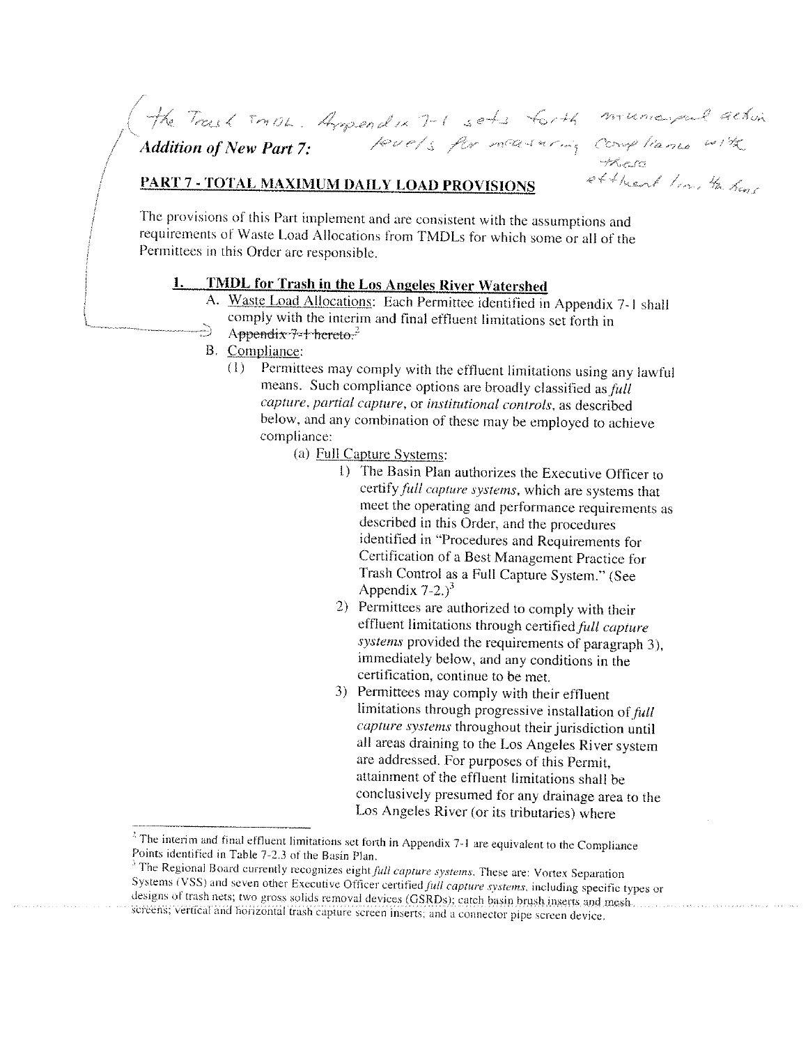(the Trash TMDL. Appendix 7-1 sets forth municipal action levels for measuring compliance with these effluent limitations

*Addition of New Part 7:*

## PART 7 - TOTAL MAXIMUM DAILY LOAD PROVISIONS

The provisions of this Part implement and are consistent with the assumptions and requirements of Waste Load Allocations from TMDLs for which some or all of the Permittees in this Order are responsible.

### 1. TMDL for Trash in the Los Angeles River Watershed

A. Waste Load Allocations: Each Permittee identified in Appendix 7-1 shall comply with the interim and final effluent limitations set forth in ~~Appendix 7-1 hereto.~~[2]

B. Compliance:

(1) Permittees may comply with the effluent limitations using any lawful means. Such compliance options are broadly classified as *full capture*, *partial capture*, or *institutional controls*, as described below, and any combination of these may be employed to achieve compliance:

(a) Full Capture Systems:

1) The Basin Plan authorizes the Executive Officer to certify *full capture systems*, which are systems that meet the operating and performance requirements as described in this Order, and the procedures identified in "Procedures and Requirements for Certification of a Best Management Practice for Trash Control as a Full Capture System." (See Appendix 7-2.)[3]

2) Permittees are authorized to comply with their effluent limitations through certified *full capture systems* provided the requirements of paragraph 3), immediately below, and any conditions in the certification, continue to be met.

3) Permittees may comply with their effluent limitations through progressive installation of *full capture systems* throughout their jurisdiction until all areas draining to the Los Angeles River system are addressed. For purposes of this Permit, attainment of the effluent limitations shall be conclusively presumed for any drainage area to the Los Angeles River (or its tributaries) where

---

[2] The interim and final effluent limitations set forth in Appendix 7-1 are equivalent to the Compliance Points identified in Table 7-2.3 of the Basin Plan.

[3] The Regional Board currently recognizes eight *full capture systems*. These are: Vortex Separation Systems (VSS) and seven other Executive Officer certified *full capture systems*, including specific types or designs of trash nets; two gross solids removal devices (GSRDs); catch basin brush inserts and mesh screens; vertical and horizontal trash capture screen inserts; and a connector pipe screen device.